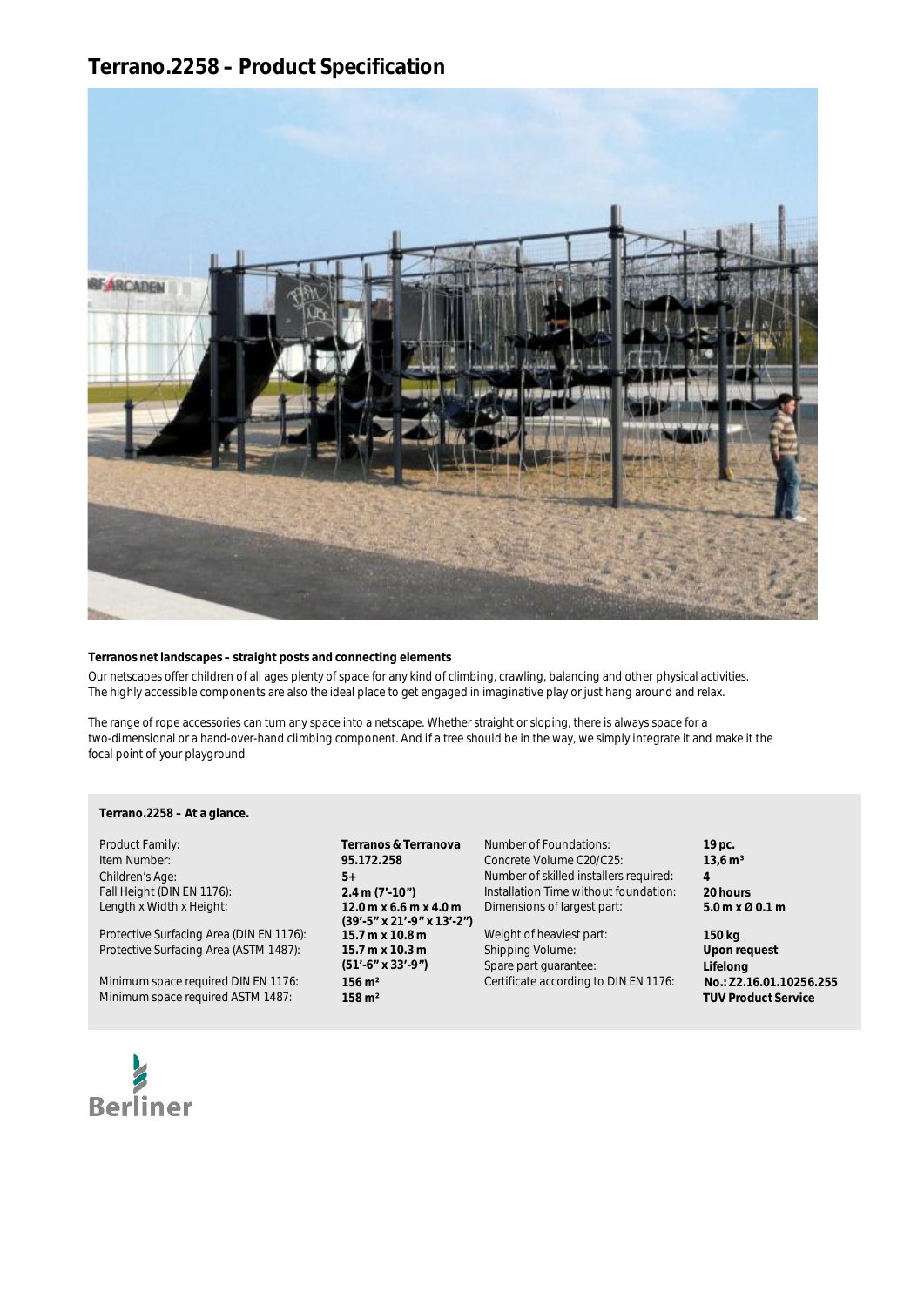# Terrano.2258 – Product Specification

**Terranos net landscapes – straight posts and connecting elements**

Our netscapes offer children of all ages plenty of space for any kind of climbing, crawling, balancing and other physical activities. The highly accessible components are also the ideal place to get engaged in imaginative play or just hang around and relax.

The range of rope accessories can turn any space into a netscape. Whether straight or sloping, there is always space for a two-dimensional or a hand-over-hand climbing component. And if a tree should be in the way, we simply integrate it and make it the focal point of your playground

**Terrano.2258 – At a glance.**

| | | | |
|---|---|---|---|
| Product Family: | **Terranos & Terranova** | Number of Foundations: | **19 pc.** |
| Item Number: | **95.172.258** | Concrete Volume C20/C25: | **13,6 m³** |
| Children's Age: | **5+** | Number of skilled installers required: | **4** |
| Fall Height (DIN EN 1176): | **2.4 m (7'-10")** | Installation Time without foundation: | **20 hours** |
| Length x Width x Height: | **12.0 m x 6.6 m x 4.0 m (39'-5" x 21'-9" x 13'-2")** | Dimensions of largest part: | **5.0 m x Ø 0.1 m** |
| Protective Surfacing Area (DIN EN 1176): | **15.7 m x 10.8 m** | Weight of heaviest part: | **150 kg** |
| Protective Surfacing Area (ASTM 1487): | **15.7 m x 10.3 m (51'-6" x 33'-9")** | Shipping Volume: | **Upon request** |
| | | Spare part guarantee: | **Lifelong** |
| Minimum space required DIN EN 1176: | **156 m²** | Certificate according to DIN EN 1176: | **No.: Z2.16.01.10256.255 TÜV Product Service** |
| Minimum space required ASTM 1487: | **158 m²** | | |

Berliner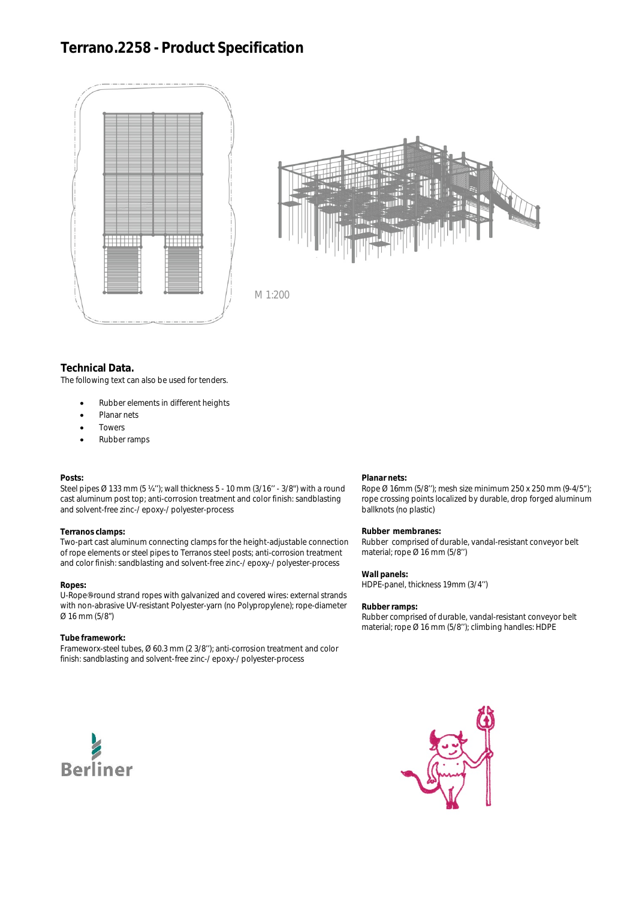# Terrano.2258 - Product Specification

M 1:200

## Technical Data.

The following text can also be used for tenders.

- Rubber elements in different heights
- Planar nets
- Towers
- Rubber ramps

**Posts:**
Steel pipes Ø 133 mm (5 ¼''); wall thickness 5 - 10 mm (3/16'' - 3/8") with a round cast aluminum post top; anti-corrosion treatment and color finish: sandblasting and solvent-free zinc-/ epoxy-/ polyester-process

**Terranos clamps:**
Two-part cast aluminum connecting clamps for the height-adjustable connection of rope elements or steel pipes to Terranos steel posts; anti-corrosion treatment and color finish: sandblasting and solvent-free zinc-/ epoxy-/ polyester-process

**Ropes:**
U-Rope®round strand ropes with galvanized and covered wires: external strands with non-abrasive UV-resistant Polyester-yarn (no Polypropylene); rope-diameter Ø 16 mm (5/8")

**Tube framework:**
Frameworx-steel tubes, Ø 60.3 mm (2 3/8''); anti-corrosion treatment and color finish: sandblasting and solvent-free zinc-/ epoxy-/ polyester-process

**Planar nets:**
Rope Ø 16mm (5/8''); mesh size minimum 250 x 250 mm (9-4/5"); rope crossing points localized by durable, drop forged aluminum ballknots (no plastic)

**Rubber membranes:**
Rubber comprised of durable, vandal-resistant conveyor belt material; rope Ø 16 mm (5/8'')

**Wall panels:**
HDPE-panel, thickness 19mm (3/4'')

**Rubber ramps:**
Rubber comprised of durable, vandal-resistant conveyor belt material; rope Ø 16 mm (5/8''); climbing handles: HDPE

Berliner